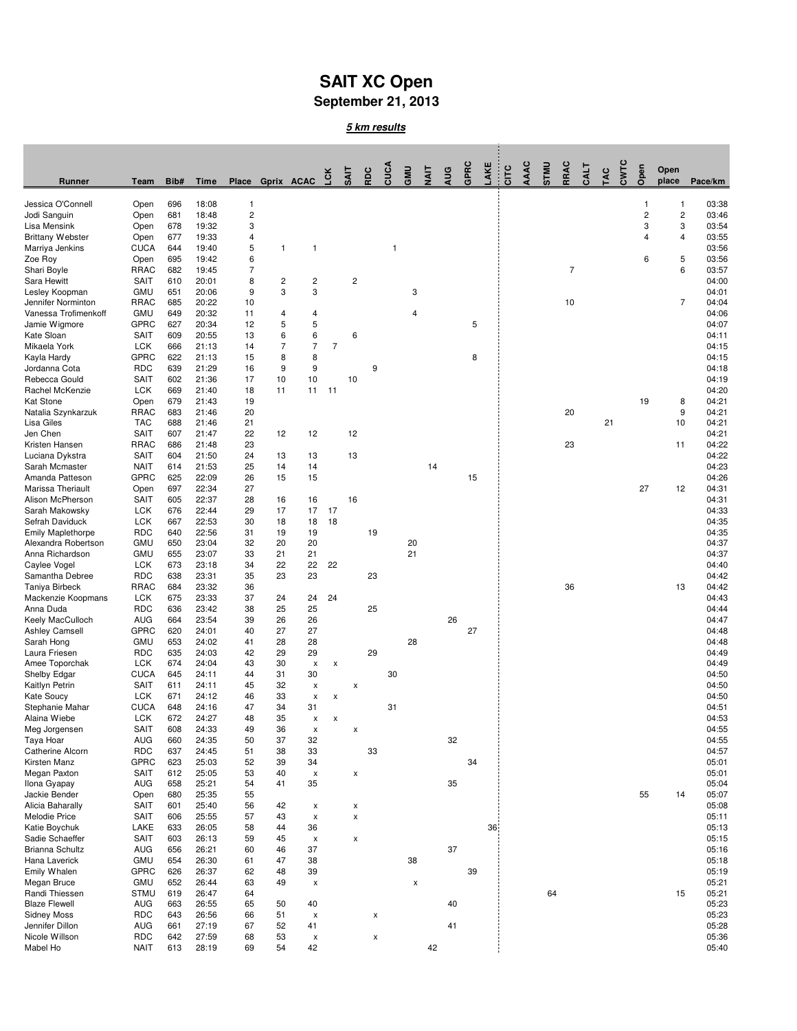# SAIT XC Open

## September 21, 2013

***5 km results***

| Runner | Team | Bib# | Time | Place | Gprix | ACAC | LCK | SAIT | RDC | CUCA | GMU | NAIT | AUG | GPRC | LAKE | CITC | AAAC | STMU | RRAC | CALT | TAC | CWTC | Open | Open place | Pace/km |
|---|---|---|---|---|---|---|---|---|---|---|---|---|---|---|---|---|---|---|---|---|---|---|---|---|---|
| Jessica O'Connell | Open | 696 | 18:08 | 1 | | | | | | | | | | | | | | | | | | | 1 | 1 | 03:38 |
| Jodi Sanguin | Open | 681 | 18:48 | 2 | | | | | | | | | | | | | | | | | | | 2 | 2 | 03:46 |
| Lisa Mensink | Open | 678 | 19:32 | 3 | | | | | | | | | | | | | | | | | | | 3 | 3 | 03:54 |
| Brittany Webster | Open | 677 | 19:33 | 4 | | | | | | | | | | | | | | | | | | | 4 | 4 | 03:55 |
| Marriya Jenkins | CUCA | 644 | 19:40 | 5 | 1 | 1 | | | | 1 | | | | | | | | | | | | | | | 03:56 |
| Zoe Roy | Open | 695 | 19:42 | 6 | | | | | | | | | | | | | | | | | | | 6 | 5 | 03:56 |
| Shari Boyle | RRAC | 682 | 19:45 | 7 | | | | | | | | | | | | | | | 7 | | | | | 6 | 03:57 |
| Sara Hewitt | SAIT | 610 | 20:01 | 8 | 2 | 2 | | 2 | | | | | | | | | | | | | | | | | 04:00 |
| Lesley Koopman | GMU | 651 | 20:06 | 9 | 3 | 3 | | | | | 3 | | | | | | | | | | | | | | 04:01 |
| Jennifer Norminton | RRAC | 685 | 20:22 | 10 | | | | | | | | | | | | | | | 10 | | | | | 7 | 04:04 |
| Vanessa Trofimenkoff | GMU | 649 | 20:32 | 11 | 4 | 4 | | | | | 4 | | | | | | | | | | | | | | 04:06 |
| Jamie Wigmore | GPRC | 627 | 20:34 | 12 | 5 | 5 | | | | | | | | 5 | | | | | | | | | | | 04:07 |
| Kate Sloan | SAIT | 609 | 20:55 | 13 | 6 | 6 | | 6 | | | | | | | | | | | | | | | | | 04:11 |
| Mikaela York | LCK | 666 | 21:13 | 14 | 7 | 7 | 7 | | | | | | | | | | | | | | | | | | 04:15 |
| Kayla Hardy | GPRC | 622 | 21:13 | 15 | 8 | 8 | | | | | | | | 8 | | | | | | | | | | | 04:15 |
| Jordanna Cota | RDC | 639 | 21:29 | 16 | 9 | 9 | | | 9 | | | | | | | | | | | | | | | | 04:18 |
| Rebecca Gould | SAIT | 602 | 21:36 | 17 | 10 | 10 | | 10 | | | | | | | | | | | | | | | | | 04:19 |
| Rachel McKenzie | LCK | 669 | 21:40 | 18 | 11 | 11 | 11 | | | | | | | | | | | | | | | | | | 04:20 |
| Kat Stone | Open | 679 | 21:43 | 19 | | | | | | | | | | | | | | | | | | | 19 | 8 | 04:21 |
| Natalia Szynkarzuk | RRAC | 683 | 21:46 | 20 | | | | | | | | | | | | | | | 20 | | | | | 9 | 04:21 |
| Lisa Giles | TAC | 688 | 21:46 | 21 | | | | | | | | | | | | | | | | | 21 | | | 10 | 04:21 |
| Jen Chen | SAIT | 607 | 21:47 | 22 | 12 | 12 | | 12 | | | | | | | | | | | | | | | | | 04:21 |
| Kristen Hansen | RRAC | 686 | 21:48 | 23 | | | | | | | | | | | | | | | 23 | | | | | 11 | 04:22 |
| Luciana Dykstra | SAIT | 604 | 21:50 | 24 | 13 | 13 | | 13 | | | | | | | | | | | | | | | | | 04:22 |
| Sarah Mcmaster | NAIT | 614 | 21:53 | 25 | 14 | 14 | | | | | | 14 | | | | | | | | | | | | | 04:23 |
| Amanda Patteson | GPRC | 625 | 22:09 | 26 | 15 | 15 | | | | | | | | 15 | | | | | | | | | | | 04:26 |
| Marissa Theriault | Open | 697 | 22:34 | 27 | | | | | | | | | | | | | | | | | | | 27 | 12 | 04:31 |
| Alison McPherson | SAIT | 605 | 22:37 | 28 | 16 | 16 | | 16 | | | | | | | | | | | | | | | | | 04:31 |
| Sarah Makowsky | LCK | 676 | 22:44 | 29 | 17 | 17 | 17 | | | | | | | | | | | | | | | | | | 04:33 |
| Sefrah Daviduck | LCK | 667 | 22:53 | 30 | 18 | 18 | 18 | | | | | | | | | | | | | | | | | | 04:35 |
| Emily Maplethorpe | RDC | 640 | 22:56 | 31 | 19 | 19 | | | 19 | | | | | | | | | | | | | | | | 04:35 |
| Alexandra Robertson | GMU | 650 | 23:04 | 32 | 20 | 20 | | | | | 20 | | | | | | | | | | | | | | 04:37 |
| Anna Richardson | GMU | 655 | 23:07 | 33 | 21 | 21 | | | | | 21 | | | | | | | | | | | | | | 04:37 |
| Caylee Vogel | LCK | 673 | 23:18 | 34 | 22 | 22 | 22 | | | | | | | | | | | | | | | | | | 04:40 |
| Samantha Debree | RDC | 638 | 23:31 | 35 | 23 | 23 | | | 23 | | | | | | | | | | | | | | | | 04:42 |
| Taniya Birbeck | RRAC | 684 | 23:32 | 36 | | | | | | | | | | | | | | | 36 | | | | | 13 | 04:42 |
| Mackenzie Koopmans | LCK | 675 | 23:33 | 37 | 24 | 24 | 24 | | | | | | | | | | | | | | | | | | 04:43 |
| Anna Duda | RDC | 636 | 23:42 | 38 | 25 | 25 | | | 25 | | | | | | | | | | | | | | | | 04:44 |
| Keely MacCulloch | AUG | 664 | 23:54 | 39 | 26 | 26 | | | | | | | 26 | | | | | | | | | | | | 04:47 |
| Ashley Camsell | GPRC | 620 | 24:01 | 40 | 27 | 27 | | | | | | | | 27 | | | | | | | | | | | 04:48 |
| Sarah Hong | GMU | 653 | 24:02 | 41 | 28 | 28 | | | | | 28 | | | | | | | | | | | | | | 04:48 |
| Laura Friesen | RDC | 635 | 24:03 | 42 | 29 | 29 | | | 29 | | | | | | | | | | | | | | | | 04:49 |
| Amee Toporchak | LCK | 674 | 24:04 | 43 | 30 | x | x | | | | | | | | | | | | | | | | | | 04:49 |
| Shelby Edgar | CUCA | 645 | 24:11 | 44 | 31 | 30 | | | | 30 | | | | | | | | | | | | | | | 04:50 |
| Kaitlyn Petrin | SAIT | 611 | 24:11 | 45 | 32 | x | | x | | | | | | | | | | | | | | | | | 04:50 |
| Kate Soucy | LCK | 671 | 24:12 | 46 | 33 | x | x | | | | | | | | | | | | | | | | | | 04:50 |
| Stephanie Mahar | CUCA | 648 | 24:16 | 47 | 34 | 31 | | | | 31 | | | | | | | | | | | | | | | 04:51 |
| Alaina Wiebe | LCK | 672 | 24:27 | 48 | 35 | x | x | | | | | | | | | | | | | | | | | | 04:53 |
| Meg Jorgensen | SAIT | 608 | 24:33 | 49 | 36 | x | | x | | | | | | | | | | | | | | | | | 04:55 |
| Taya Hoar | AUG | 660 | 24:35 | 50 | 37 | 32 | | | | | | | 32 | | | | | | | | | | | | 04:55 |
| Catherine Alcorn | RDC | 637 | 24:45 | 51 | 38 | 33 | | | 33 | | | | | | | | | | | | | | | | 04:57 |
| Kirsten Manz | GPRC | 623 | 25:03 | 52 | 39 | 34 | | | | | | | | 34 | | | | | | | | | | | 05:01 |
| Megan Paxton | SAIT | 612 | 25:05 | 53 | 40 | x | | x | | | | | | | | | | | | | | | | | 05:01 |
| Ilona Gyapay | AUG | 658 | 25:21 | 54 | 41 | 35 | | | | | | | 35 | | | | | | | | | | | | 05:04 |
| Jackie Bender | Open | 680 | 25:35 | 55 | | | | | | | | | | | | | | | | | | | 55 | 14 | 05:07 |
| Alicia Baharally | SAIT | 601 | 25:40 | 56 | 42 | x | | x | | | | | | | | | | | | | | | | | 05:08 |
| Melodie Price | SAIT | 606 | 25:55 | 57 | 43 | x | | x | | | | | | | | | | | | | | | | | 05:11 |
| Katie Boychuk | LAKE | 633 | 26:05 | 58 | 44 | 36 | | | | | | | | | 36 | | | | | | | | | | 05:13 |
| Sadie Schaeffer | SAIT | 603 | 26:13 | 59 | 45 | x | | x | | | | | | | | | | | | | | | | | 05:15 |
| Brianna Schultz | AUG | 656 | 26:21 | 60 | 46 | 37 | | | | | | | 37 | | | | | | | | | | | | 05:16 |
| Hana Laverick | GMU | 654 | 26:30 | 61 | 47 | 38 | | | | | 38 | | | | | | | | | | | | | | 05:18 |
| Emily Whalen | GPRC | 626 | 26:37 | 62 | 48 | 39 | | | | | | | | 39 | | | | | | | | | | | 05:19 |
| Megan Bruce | GMU | 652 | 26:44 | 63 | 49 | x | | | | | x | | | | | | | | | | | | | | 05:21 |
| Randi Thiessen | STMU | 619 | 26:47 | 64 | | | | | | | | | | | | | | 64 | | | | | | 15 | 05:21 |
| Blaze Flewell | AUG | 663 | 26:55 | 65 | 50 | 40 | | | | | | | 40 | | | | | | | | | | | | 05:23 |
| Sidney Moss | RDC | 643 | 26:56 | 66 | 51 | x | | | x | | | | | | | | | | | | | | | | 05:23 |
| Jennifer Dillon | AUG | 661 | 27:19 | 67 | 52 | 41 | | | | | | | 41 | | | | | | | | | | | | 05:28 |
| Nicole Willson | RDC | 642 | 27:59 | 68 | 53 | x | | | x | | | | | | | | | | | | | | | | 05:36 |
| Mabel Ho | NAIT | 613 | 28:19 | 69 | 54 | 42 | | | | | | 42 | | | | | | | | | | | | | 05:40 |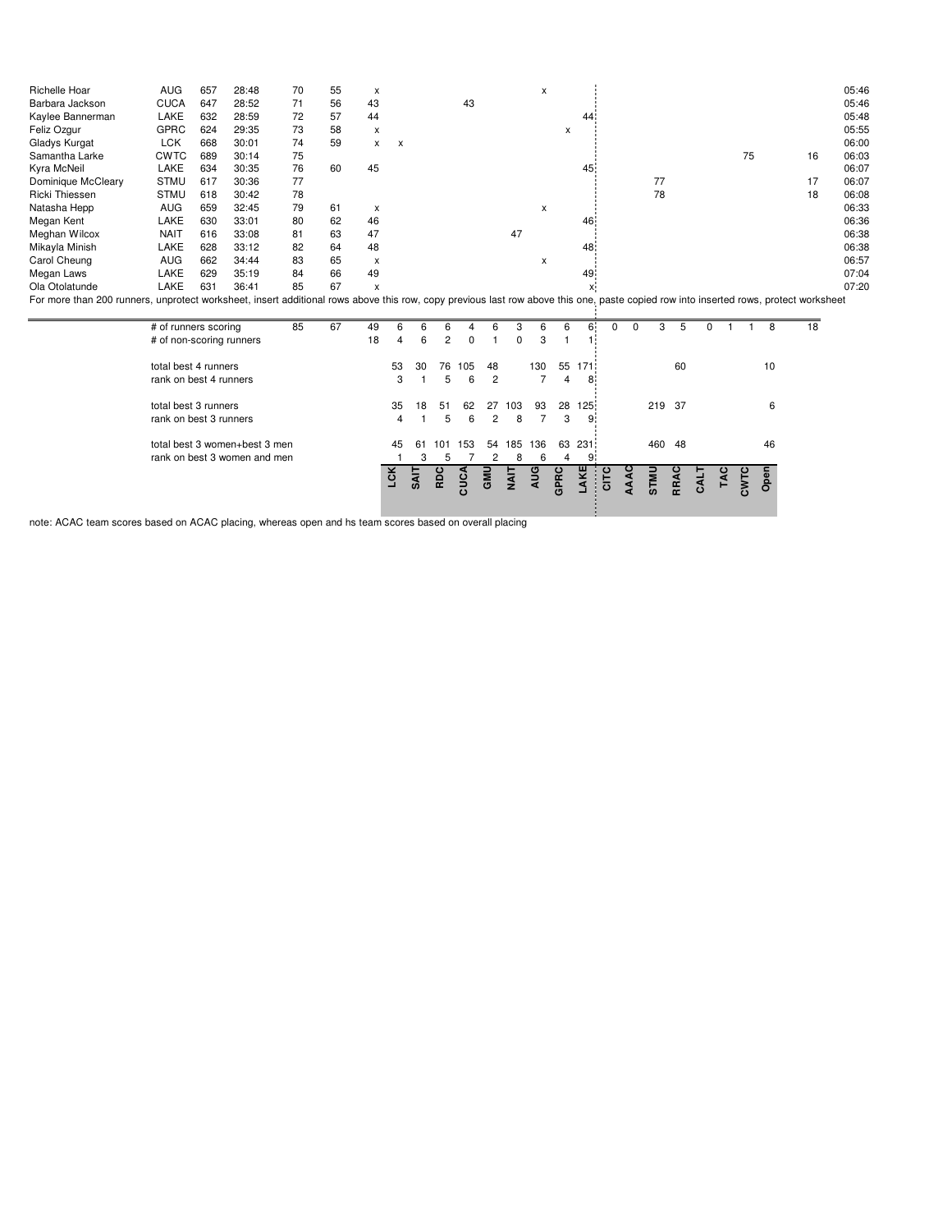| | | | | | | | LCK | SAIT | RDC | CUCA | GMU | NAIT | AUG | GPRC | LAKE | CITC | AAAC | STMU | RRAC | CALT | TAC | CWTC | Open | | |
|---|---|---|---|---|---|---|---|---|---|---|---|---|---|---|---|---|---|---|---|---|---|---|---|---|---|
| Richelle Hoar | AUG | 657 | 28:48 | 70 | 55 | x | | | | | | | x | | | | | | | | | | | | 05:46 |
| Barbara Jackson | CUCA | 647 | 28:52 | 71 | 56 | 43 | | | | 43 | | | | | | | | | | | | | | | 05:46 |
| Kaylee Bannerman | LAKE | 632 | 28:59 | 72 | 57 | 44 | | | | | | | | | 44 | | | | | | | | | | 05:48 |
| Feliz Ozgur | GPRC | 624 | 29:35 | 73 | 58 | x | | | | | | | | x | | | | | | | | | | | 05:55 |
| Gladys Kurgat | LCK | 668 | 30:01 | 74 | 59 | x | x | | | | | | | | | | | | | | | | | | 06:00 |
| Samantha Larke | CWTC | 689 | 30:14 | 75 | | | | | | | | | | | | | | | | | | 75 | | 16 | 06:03 |
| Kyra McNeil | LAKE | 634 | 30:35 | 76 | 60 | 45 | | | | | | | | | 45 | | | | | | | | | | 06:07 |
| Dominique McCleary | STMU | 617 | 30:36 | 77 | | | | | | | | | | | | | | 77 | | | | | | 17 | 06:07 |
| Ricki Thiessen | STMU | 618 | 30:42 | 78 | | | | | | | | | | | | | | 78 | | | | | | 18 | 06:08 |
| Natasha Hepp | AUG | 659 | 32:45 | 79 | 61 | x | | | | | | | x | | | | | | | | | | | | 06:33 |
| Megan Kent | LAKE | 630 | 33:01 | 80 | 62 | 46 | | | | | | | | | 46 | | | | | | | | | | 06:36 |
| Meghan Wilcox | NAIT | 616 | 33:08 | 81 | 63 | 47 | | | | | | 47 | | | | | | | | | | | | | 06:38 |
| Mikayla Minish | LAKE | 628 | 33:12 | 82 | 64 | 48 | | | | | | | | | 48 | | | | | | | | | | 06:38 |
| Carol Cheung | AUG | 662 | 34:44 | 83 | 65 | x | | | | | | | x | | | | | | | | | | | | 06:57 |
| Megan Laws | LAKE | 629 | 35:19 | 84 | 66 | 49 | | | | | | | | | 49 | | | | | | | | | | 07:04 |
| Ola Otolatunde | LAKE | 631 | 36:41 | 85 | 67 | x | | | | | | | | | x | | | | | | | | | | 07:20 |

For more than 200 runners, unprotect worksheet, insert additional rows above this row, copy previous last row above this one, paste copied row into inserted rows, protect worksheet

| | | | | LCK | SAIT | RDC | CUCA | GMU | NAIT | AUG | GPRC | LAKE | CITC | AAAC | STMU | RRAC | CALT | TAC | CWTC | Open | |
|---|---|---|---|---|---|---|---|---|---|---|---|---|---|---|---|---|---|---|---|---|---|
| # of runners scoring | 85 | 67 | 49 | 6 | 6 | 6 | 4 | 6 | 3 | 6 | 6 | 6 | 0 | 0 | 3 | 5 | 0 | 1 | 1 | 8 | 18 |
| # of non-scoring runners | | | 18 | 4 | 6 | 2 | 0 | 1 | 0 | 3 | 1 | 1 | | | | | | | | | |
| total best 4 runners | | | | 53 | 30 | 76 | 105 | 48 | | 130 | 55 | 171 | | | | 60 | | | | 10 | |
| rank on best 4 runners | | | | 3 | 1 | 5 | 6 | 2 | | 7 | 4 | 8 | | | | | | | | | |
| total best 3 runners | | | | 35 | 18 | 51 | 62 | 27 | 103 | 93 | 28 | 125 | | | 219 | 37 | | | | 6 | |
| rank on best 3 runners | | | | 4 | 1 | 5 | 6 | 2 | 8 | 7 | 3 | 9 | | | | | | | | | |
| total best 3 women+best 3 men | | | | 45 | 61 | 101 | 153 | 54 | 185 | 136 | 63 | 231 | | | 460 | 48 | | | | 46 | |
| rank on best 3 women and men | | | | 1 | 3 | 5 | 7 | 2 | 8 | 6 | 4 | 9 | | | | | | | | | |

note: ACAC team scores based on ACAC placing, whereas open and hs team scores based on overall placing